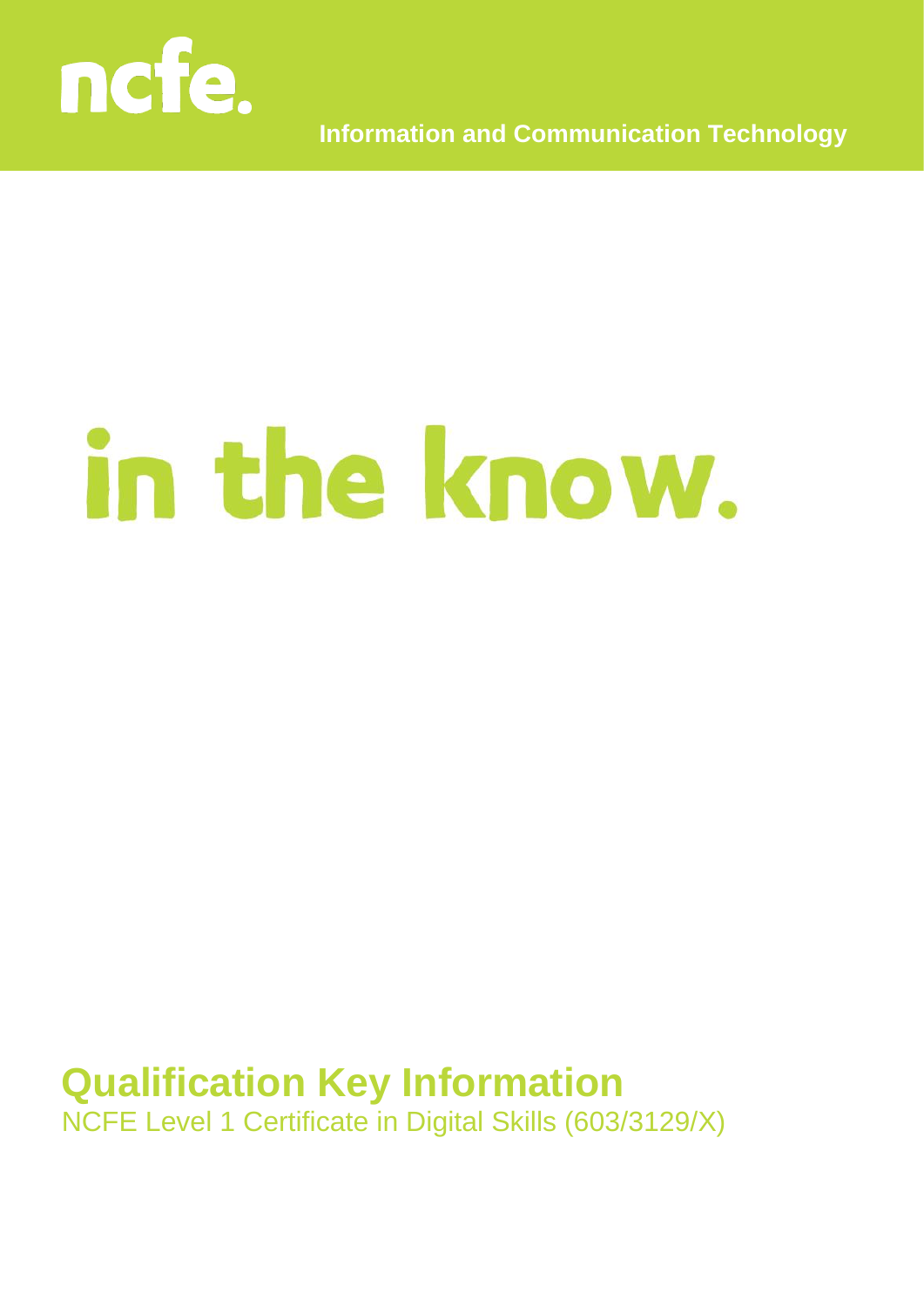ncfe.

Information and Communication Technology

# in the know.

## Qualification Key Information

NCFE Level 1 Certificate in Digital Skills (603/3129/X)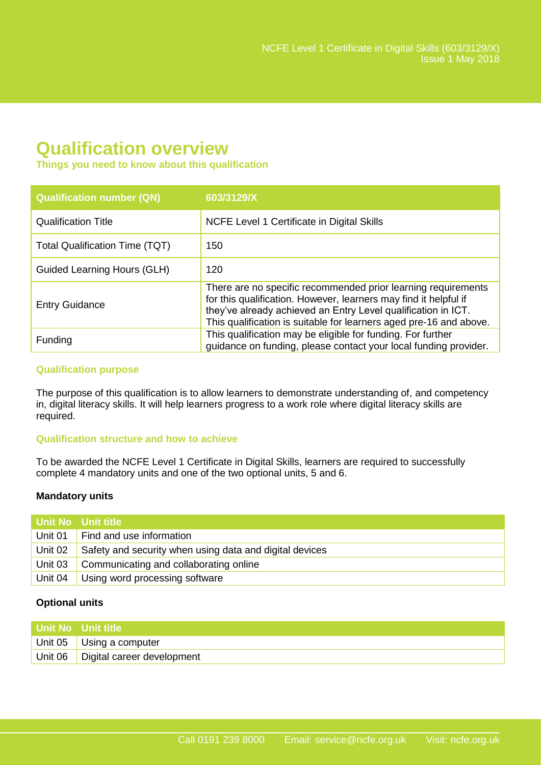# Qualification overview

**Things you need to know about this qualification**

| Qualification number (QN) | 603/3129/X |
|---|---|
| Qualification Title | NCFE Level 1 Certificate in Digital Skills |
| Total Qualification Time (TQT) | 150 |
| Guided Learning Hours (GLH) | 120 |
| Entry Guidance | There are no specific recommended prior learning requirements for this qualification. However, learners may find it helpful if they've already achieved an Entry Level qualification in ICT. This qualification is suitable for learners aged pre-16 and above. |
| Funding | This qualification may be eligible for funding. For further guidance on funding, please contact your local funding provider. |

### Qualification purpose

The purpose of this qualification is to allow learners to demonstrate understanding of, and competency in, digital literacy skills. It will help learners progress to a work role where digital literacy skills are required.

### Qualification structure and how to achieve

To be awarded the NCFE Level 1 Certificate in Digital Skills, learners are required to successfully complete 4 mandatory units and one of the two optional units, 5 and 6.

**Mandatory units**

| Unit No | Unit title |
|---|---|
| Unit 01 | Find and use information |
| Unit 02 | Safety and security when using data and digital devices |
| Unit 03 | Communicating and collaborating online |
| Unit 04 | Using word processing software |

**Optional units**

| Unit No | Unit title |
|---|---|
| Unit 05 | Using a computer |
| Unit 06 | Digital career development |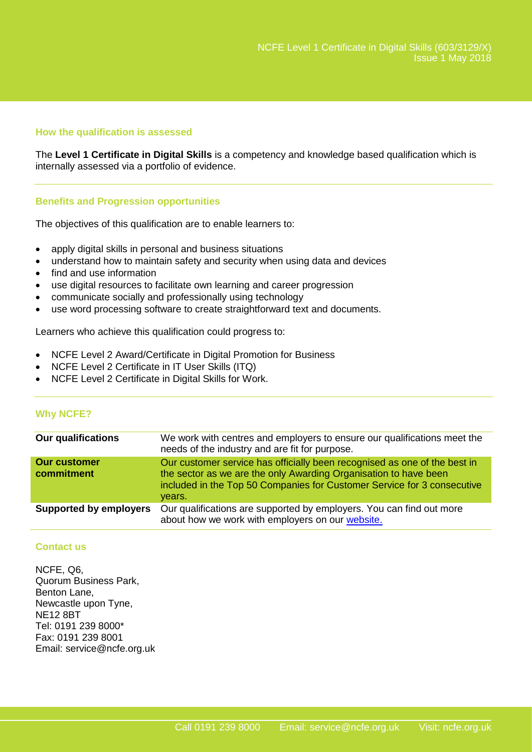## How the qualification is assessed

The **Level 1 Certificate in Digital Skills** is a competency and knowledge based qualification which is internally assessed via a portfolio of evidence.

## Benefits and Progression opportunities

The objectives of this qualification are to enable learners to:

- apply digital skills in personal and business situations
- understand how to maintain safety and security when using data and devices
- find and use information
- use digital resources to facilitate own learning and career progression
- communicate socially and professionally using technology
- use word processing software to create straightforward text and documents.

Learners who achieve this qualification could progress to:

- NCFE Level 2 Award/Certificate in Digital Promotion for Business
- NCFE Level 2 Certificate in IT User Skills (ITQ)
- NCFE Level 2 Certificate in Digital Skills for Work.

## Why NCFE?

| | |
|---|---|
| **Our qualifications** | We work with centres and employers to ensure our qualifications meet the needs of the industry and are fit for purpose. |
| **Our customer commitment** | Our customer service has officially been recognised as one of the best in the sector as we are the only Awarding Organisation to have been included in the Top 50 Companies for Customer Service for 3 consecutive years. |
| **Supported by employers** | Our qualifications are supported by employers. You can find out more about how we work with employers on our website. |

## Contact us

NCFE, Q6,
Quorum Business Park,
Benton Lane,
Newcastle upon Tyne,
NE12 8BT
Tel: 0191 239 8000*
Fax: 0191 239 8001
Email: service@ncfe.org.uk